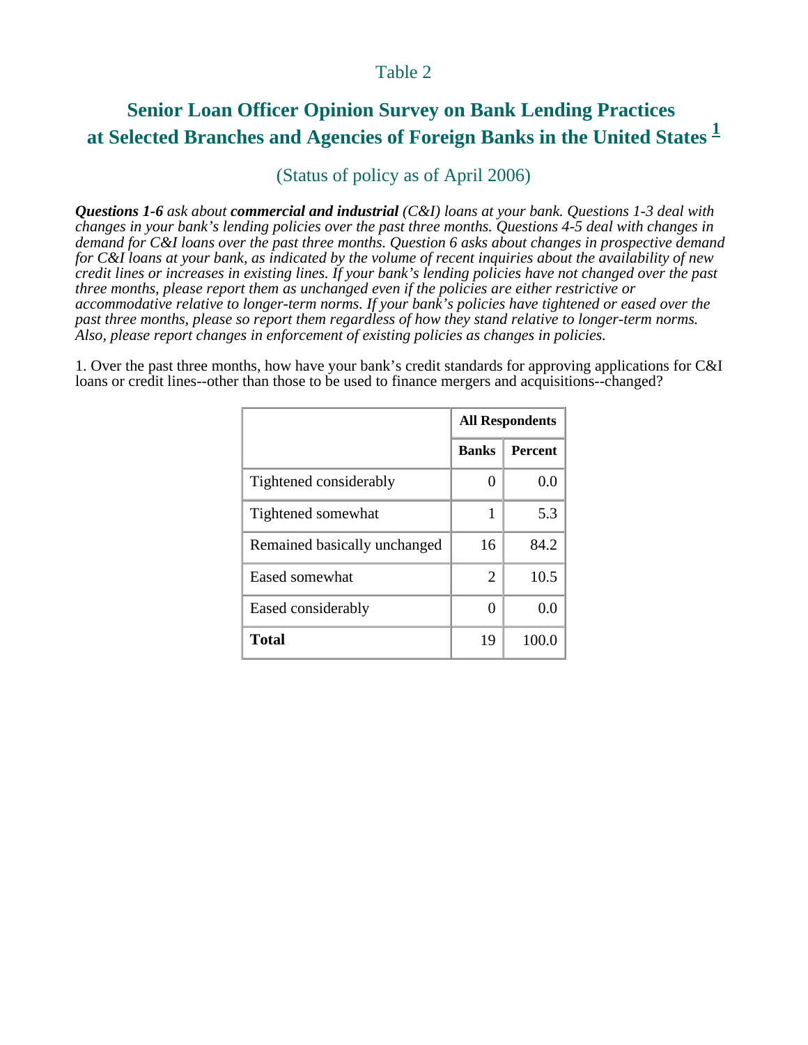Table 2

# Senior Loan Officer Opinion Survey on Bank Lending Practices at Selected Branches and Agencies of Foreign Banks in the United States [1]

(Status of policy as of April 2006)

***Questions 1-6*** *ask about* ***commercial and industrial*** *(C&I) loans at your bank. Questions 1-3 deal with changes in your bank's lending policies over the past three months. Questions 4-5 deal with changes in demand for C&I loans over the past three months. Question 6 asks about changes in prospective demand for C&I loans at your bank, as indicated by the volume of recent inquiries about the availability of new credit lines or increases in existing lines. If your bank's lending policies have not changed over the past three months, please report them as unchanged even if the policies are either restrictive or accommodative relative to longer-term norms. If your bank's policies have tightened or eased over the past three months, please so report them regardless of how they stand relative to longer-term norms. Also, please report changes in enforcement of existing policies as changes in policies.*

1. Over the past three months, how have your bank's credit standards for approving applications for C&I loans or credit lines--other than those to be used to finance mergers and acquisitions--changed?

| | All Respondents | |
|---|---|---|
| | **Banks** | **Percent** |
| Tightened considerably | 0 | 0.0 |
| Tightened somewhat | 1 | 5.3 |
| Remained basically unchanged | 16 | 84.2 |
| Eased somewhat | 2 | 10.5 |
| Eased considerably | 0 | 0.0 |
| **Total** | 19 | 100.0 |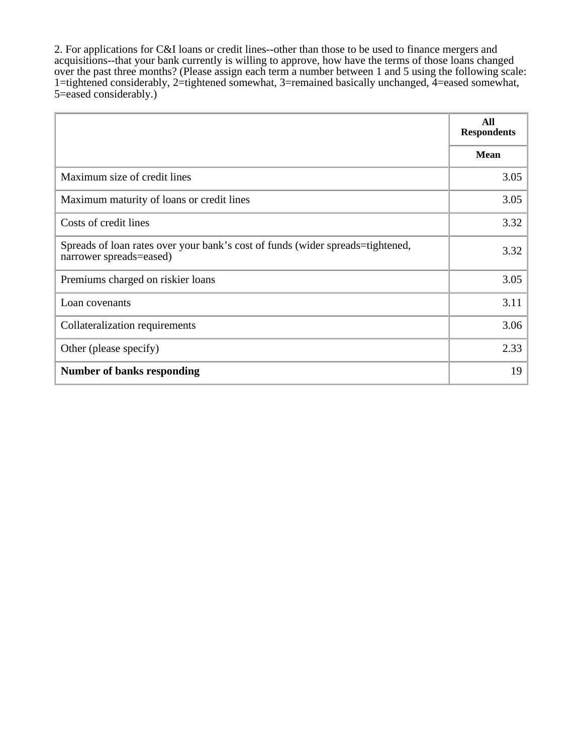2. For applications for C&I loans or credit lines--other than those to be used to finance mergers and acquisitions--that your bank currently is willing to approve, how have the terms of those loans changed over the past three months? (Please assign each term a number between 1 and 5 using the following scale: 1=tightened considerably, 2=tightened somewhat, 3=remained basically unchanged, 4=eased somewhat, 5=eased considerably.)

| | All Respondents |
|---|---|
| | **Mean** |
| Maximum size of credit lines | 3.05 |
| Maximum maturity of loans or credit lines | 3.05 |
| Costs of credit lines | 3.32 |
| Spreads of loan rates over your bank's cost of funds (wider spreads=tightened, narrower spreads=eased) | 3.32 |
| Premiums charged on riskier loans | 3.05 |
| Loan covenants | 3.11 |
| Collateralization requirements | 3.06 |
| Other (please specify) | 2.33 |
| **Number of banks responding** | 19 |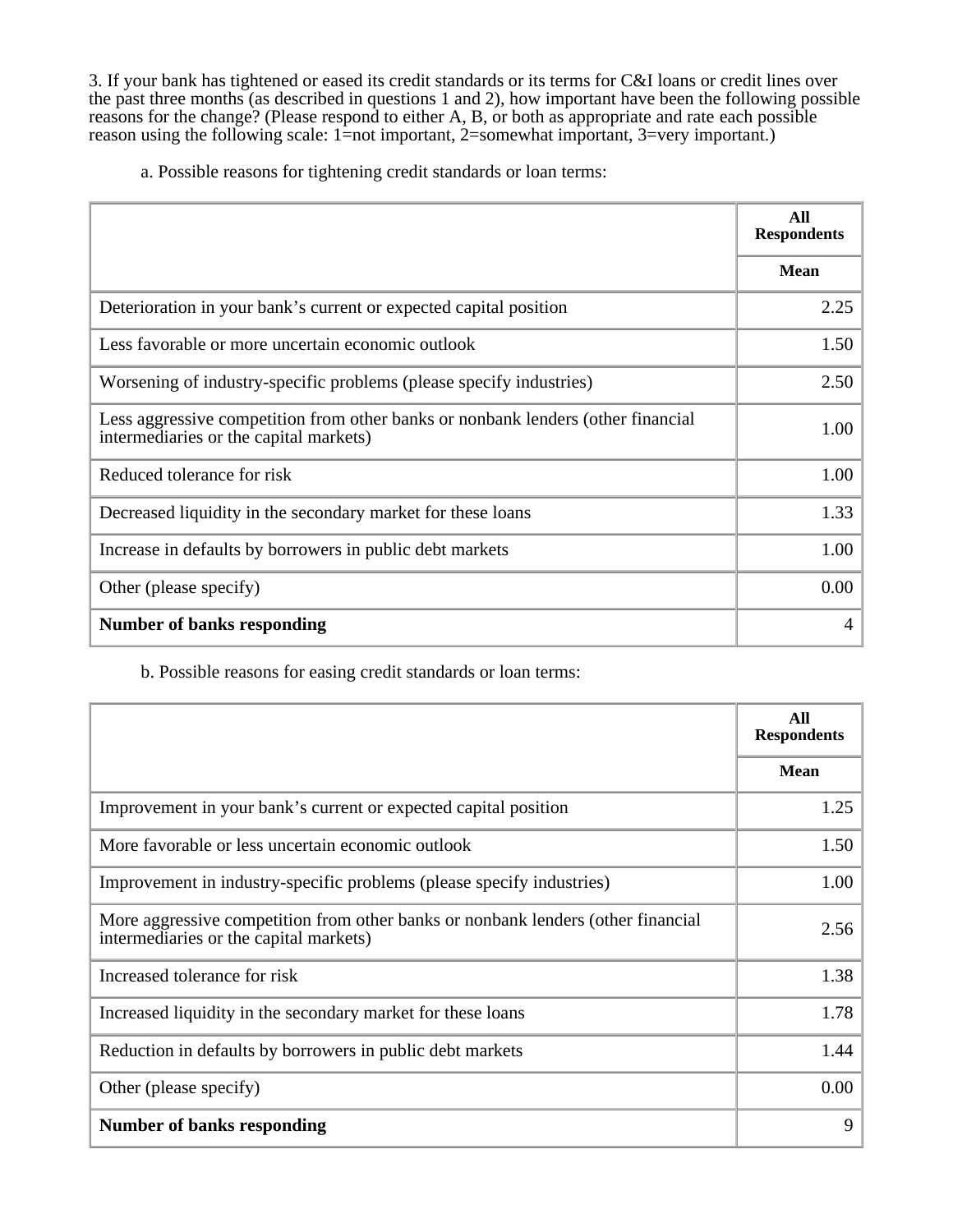3. If your bank has tightened or eased its credit standards or its terms for C&I loans or credit lines over the past three months (as described in questions 1 and 2), how important have been the following possible reasons for the change? (Please respond to either A, B, or both as appropriate and rate each possible reason using the following scale: 1=not important, 2=somewhat important, 3=very important.)

a. Possible reasons for tightening credit standards or loan terms:

| | **All Respondents** |
|---|---|
| | **Mean** |
| Deterioration in your bank's current or expected capital position | 2.25 |
| Less favorable or more uncertain economic outlook | 1.50 |
| Worsening of industry-specific problems (please specify industries) | 2.50 |
| Less aggressive competition from other banks or nonbank lenders (other financial intermediaries or the capital markets) | 1.00 |
| Reduced tolerance for risk | 1.00 |
| Decreased liquidity in the secondary market for these loans | 1.33 |
| Increase in defaults by borrowers in public debt markets | 1.00 |
| Other (please specify) | 0.00 |
| **Number of banks responding** | 4 |

b. Possible reasons for easing credit standards or loan terms:

| | **All Respondents** |
|---|---|
| | **Mean** |
| Improvement in your bank's current or expected capital position | 1.25 |
| More favorable or less uncertain economic outlook | 1.50 |
| Improvement in industry-specific problems (please specify industries) | 1.00 |
| More aggressive competition from other banks or nonbank lenders (other financial intermediaries or the capital markets) | 2.56 |
| Increased tolerance for risk | 1.38 |
| Increased liquidity in the secondary market for these loans | 1.78 |
| Reduction in defaults by borrowers in public debt markets | 1.44 |
| Other (please specify) | 0.00 |
| **Number of banks responding** | 9 |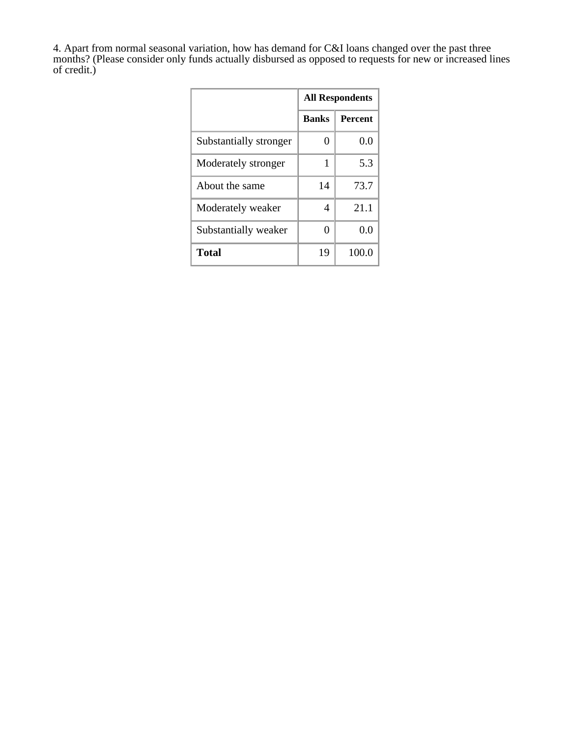4. Apart from normal seasonal variation, how has demand for C&I loans changed over the past three months? (Please consider only funds actually disbursed as opposed to requests for new or increased lines of credit.)

| | All Respondents | |
|---|---|---|
| | **Banks** | **Percent** |
| Substantially stronger | 0 | 0.0 |
| Moderately stronger | 1 | 5.3 |
| About the same | 14 | 73.7 |
| Moderately weaker | 4 | 21.1 |
| Substantially weaker | 0 | 0.0 |
| **Total** | 19 | 100.0 |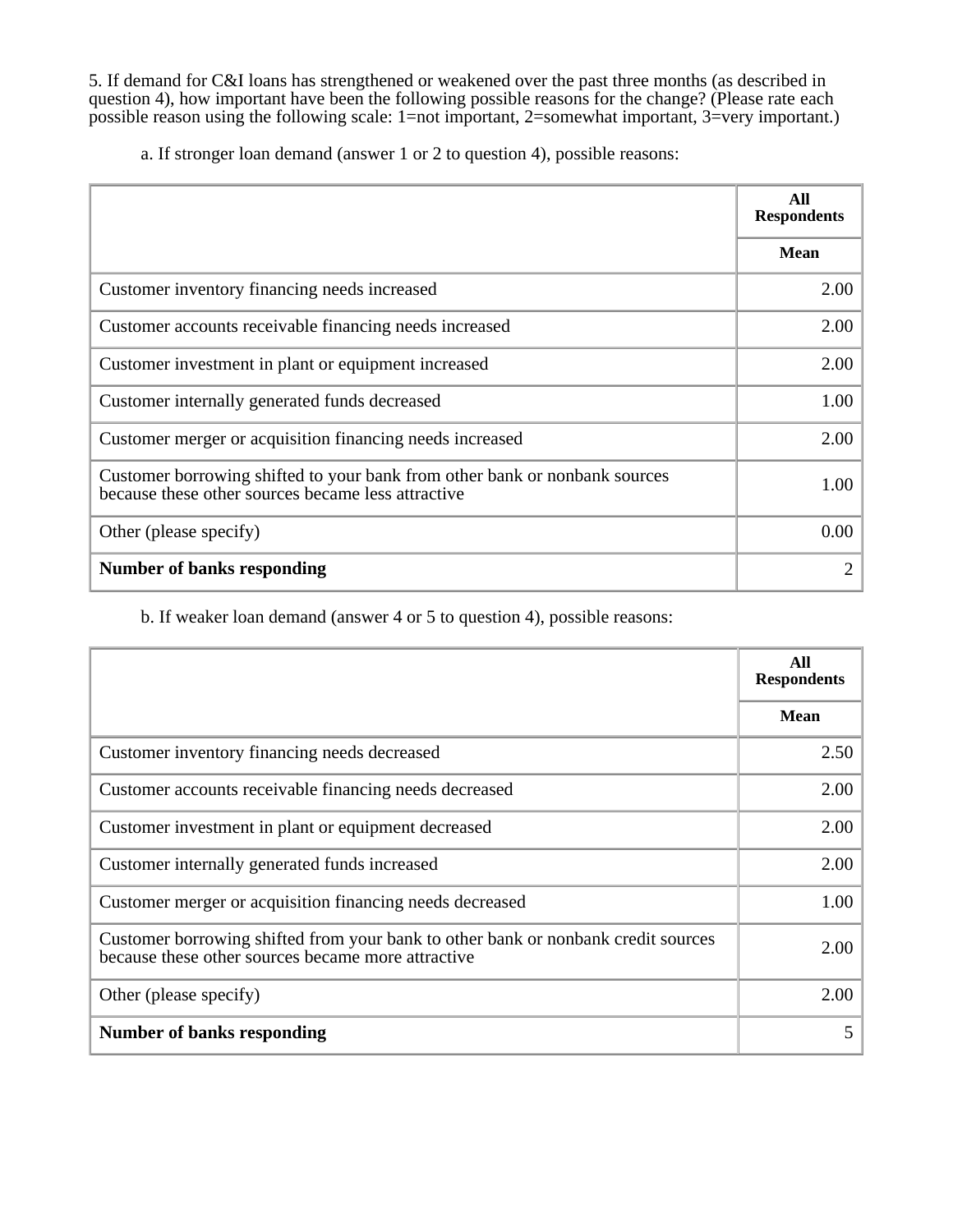5. If demand for C&I loans has strengthened or weakened over the past three months (as described in question 4), how important have been the following possible reasons for the change? (Please rate each possible reason using the following scale: 1=not important, 2=somewhat important, 3=very important.)

a. If stronger loan demand (answer 1 or 2 to question 4), possible reasons:

| | All Respondents |
|---|---|
| | Mean |
| Customer inventory financing needs increased | 2.00 |
| Customer accounts receivable financing needs increased | 2.00 |
| Customer investment in plant or equipment increased | 2.00 |
| Customer internally generated funds decreased | 1.00 |
| Customer merger or acquisition financing needs increased | 2.00 |
| Customer borrowing shifted to your bank from other bank or nonbank sources because these other sources became less attractive | 1.00 |
| Other (please specify) | 0.00 |
| **Number of banks responding** | 2 |

b. If weaker loan demand (answer 4 or 5 to question 4), possible reasons:

| | All Respondents |
|---|---|
| | Mean |
| Customer inventory financing needs decreased | 2.50 |
| Customer accounts receivable financing needs decreased | 2.00 |
| Customer investment in plant or equipment decreased | 2.00 |
| Customer internally generated funds increased | 2.00 |
| Customer merger or acquisition financing needs decreased | 1.00 |
| Customer borrowing shifted from your bank to other bank or nonbank credit sources because these other sources became more attractive | 2.00 |
| Other (please specify) | 2.00 |
| **Number of banks responding** | 5 |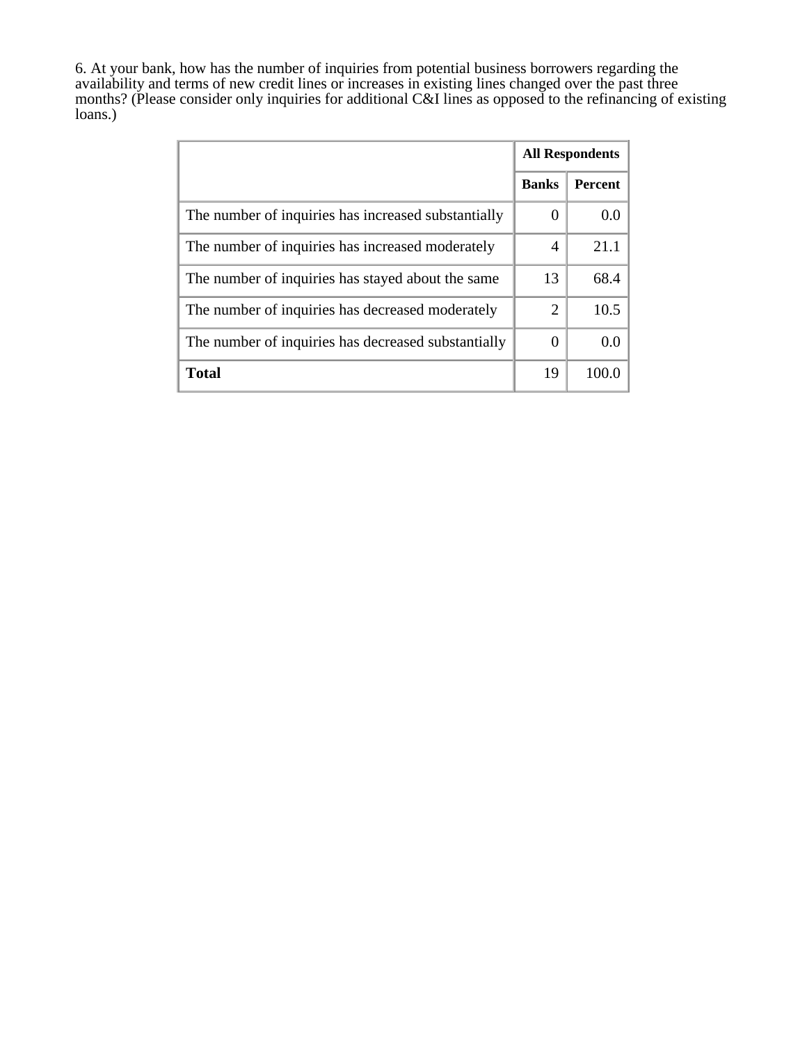6. At your bank, how has the number of inquiries from potential business borrowers regarding the availability and terms of new credit lines or increases in existing lines changed over the past three months? (Please consider only inquiries for additional C&I lines as opposed to the refinancing of existing loans.)

| | All Respondents | |
|---|---|---|
| | **Banks** | **Percent** |
| The number of inquiries has increased substantially | 0 | 0.0 |
| The number of inquiries has increased moderately | 4 | 21.1 |
| The number of inquiries has stayed about the same | 13 | 68.4 |
| The number of inquiries has decreased moderately | 2 | 10.5 |
| The number of inquiries has decreased substantially | 0 | 0.0 |
| **Total** | 19 | 100.0 |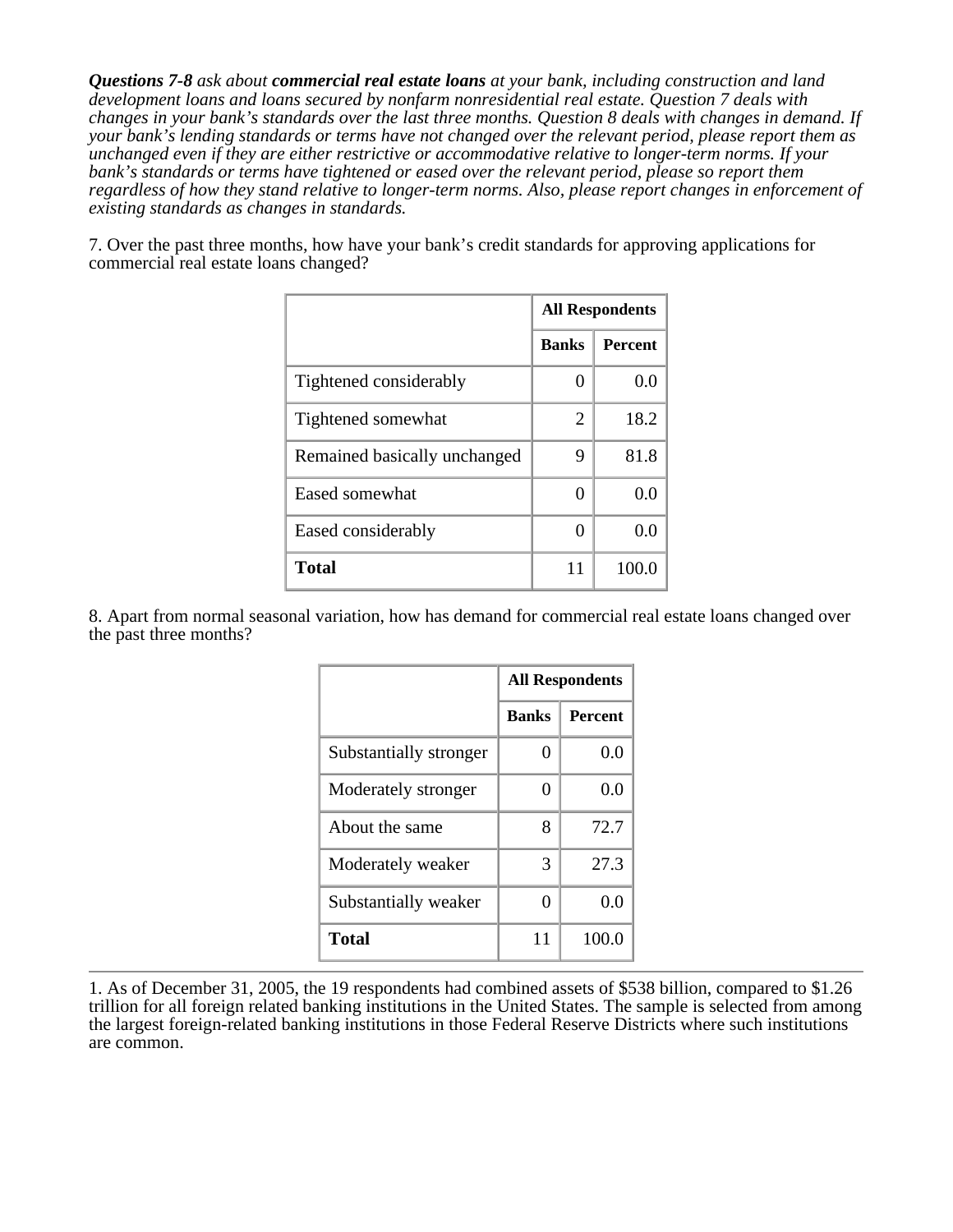***Questions 7-8*** *ask about* ***commercial real estate loans*** *at your bank, including construction and land development loans and loans secured by nonfarm nonresidential real estate. Question 7 deals with changes in your bank's standards over the last three months. Question 8 deals with changes in demand. If your bank's lending standards or terms have not changed over the relevant period, please report them as unchanged even if they are either restrictive or accommodative relative to longer-term norms. If your bank's standards or terms have tightened or eased over the relevant period, please so report them regardless of how they stand relative to longer-term norms. Also, please report changes in enforcement of existing standards as changes in standards.*

7. Over the past three months, how have your bank's credit standards for approving applications for commercial real estate loans changed?

| | **All Respondents** | |
|---|---|---|
| | **Banks** | **Percent** |
| Tightened considerably | 0 | 0.0 |
| Tightened somewhat | 2 | 18.2 |
| Remained basically unchanged | 9 | 81.8 |
| Eased somewhat | 0 | 0.0 |
| Eased considerably | 0 | 0.0 |
| **Total** | 11 | 100.0 |

8. Apart from normal seasonal variation, how has demand for commercial real estate loans changed over the past three months?

| | **All Respondents** | |
|---|---|---|
| | **Banks** | **Percent** |
| Substantially stronger | 0 | 0.0 |
| Moderately stronger | 0 | 0.0 |
| About the same | 8 | 72.7 |
| Moderately weaker | 3 | 27.3 |
| Substantially weaker | 0 | 0.0 |
| **Total** | 11 | 100.0 |

---

1. As of December 31, 2005, the 19 respondents had combined assets of $538 billion, compared to $1.26 trillion for all foreign related banking institutions in the United States. The sample is selected from among the largest foreign-related banking institutions in those Federal Reserve Districts where such institutions are common.